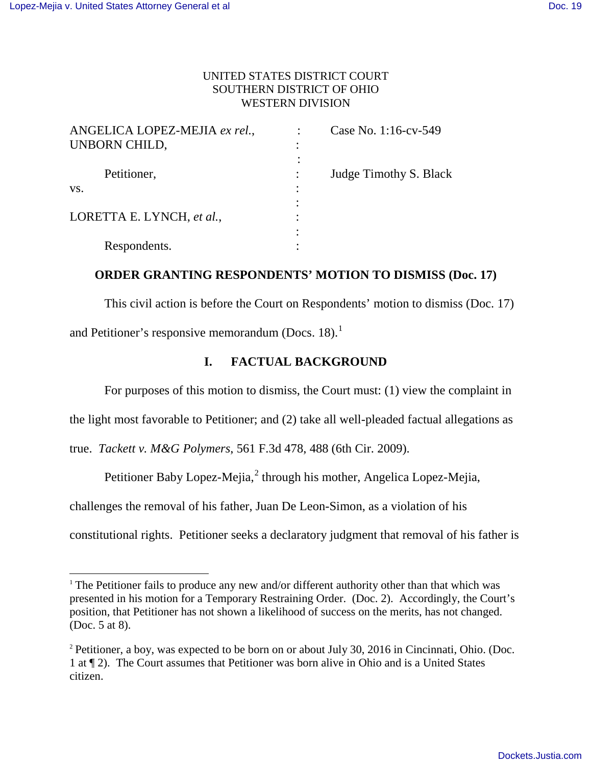UNITED STATES DISTRICT COURT
SOUTHERN DISTRICT OF OHIO
WESTERN DIVISION

| | | |
|---|---|---|
| ANGELICA LOPEZ-MEJIA *ex rel.*, UNBORN CHILD, | : | Case No. 1:16-cv-549 |
| Petitioner, | : | Judge Timothy S. Black |
| vs. | : | |
| LORETTA E. LYNCH, *et al.*, | : | |
| Respondents. | : | |

## ORDER GRANTING RESPONDENTS' MOTION TO DISMISS (Doc. 17)

This civil action is before the Court on Respondents' motion to dismiss (Doc. 17) and Petitioner's responsive memorandum (Docs. 18).[1]

### I. FACTUAL BACKGROUND

For purposes of this motion to dismiss, the Court must: (1) view the complaint in the light most favorable to Petitioner; and (2) take all well-pleaded factual allegations as true. *Tackett v. M&G Polymers*, 561 F.3d 478, 488 (6th Cir. 2009).

Petitioner Baby Lopez-Mejia,[2] through his mother, Angelica Lopez-Mejia, challenges the removal of his father, Juan De Leon-Simon, as a violation of his constitutional rights. Petitioner seeks a declaratory judgment that removal of his father is

---

[1] The Petitioner fails to produce any new and/or different authority other than that which was presented in his motion for a Temporary Restraining Order. (Doc. 2). Accordingly, the Court's position, that Petitioner has not shown a likelihood of success on the merits, has not changed. (Doc. 5 at 8).

[2] Petitioner, a boy, was expected to be born on or about July 30, 2016 in Cincinnati, Ohio. (Doc. 1 at ¶ 2). The Court assumes that Petitioner was born alive in Ohio and is a United States citizen.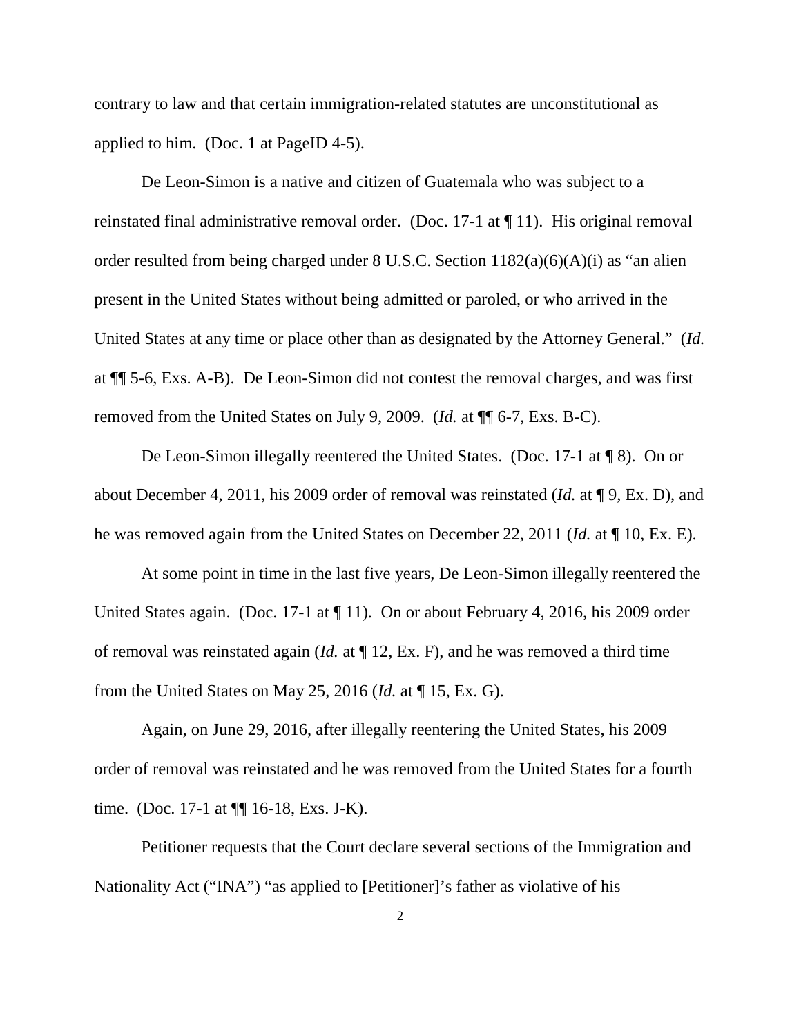contrary to law and that certain immigration-related statutes are unconstitutional as applied to him. (Doc. 1 at PageID 4-5).

De Leon-Simon is a native and citizen of Guatemala who was subject to a reinstated final administrative removal order. (Doc. 17-1 at ¶ 11). His original removal order resulted from being charged under 8 U.S.C. Section 1182(a)(6)(A)(i) as "an alien present in the United States without being admitted or paroled, or who arrived in the United States at any time or place other than as designated by the Attorney General." (*Id.* at ¶¶ 5-6, Exs. A-B). De Leon-Simon did not contest the removal charges, and was first removed from the United States on July 9, 2009. (*Id.* at ¶¶ 6-7, Exs. B-C).

De Leon-Simon illegally reentered the United States. (Doc. 17-1 at ¶ 8). On or about December 4, 2011, his 2009 order of removal was reinstated (*Id.* at ¶ 9, Ex. D), and he was removed again from the United States on December 22, 2011 (*Id.* at ¶ 10, Ex. E).

At some point in time in the last five years, De Leon-Simon illegally reentered the United States again. (Doc. 17-1 at ¶ 11). On or about February 4, 2016, his 2009 order of removal was reinstated again (*Id.* at ¶ 12, Ex. F), and he was removed a third time from the United States on May 25, 2016 (*Id.* at ¶ 15, Ex. G).

Again, on June 29, 2016, after illegally reentering the United States, his 2009 order of removal was reinstated and he was removed from the United States for a fourth time. (Doc. 17-1 at ¶¶ 16-18, Exs. J-K).

Petitioner requests that the Court declare several sections of the Immigration and Nationality Act ("INA") "as applied to [Petitioner]'s father as violative of his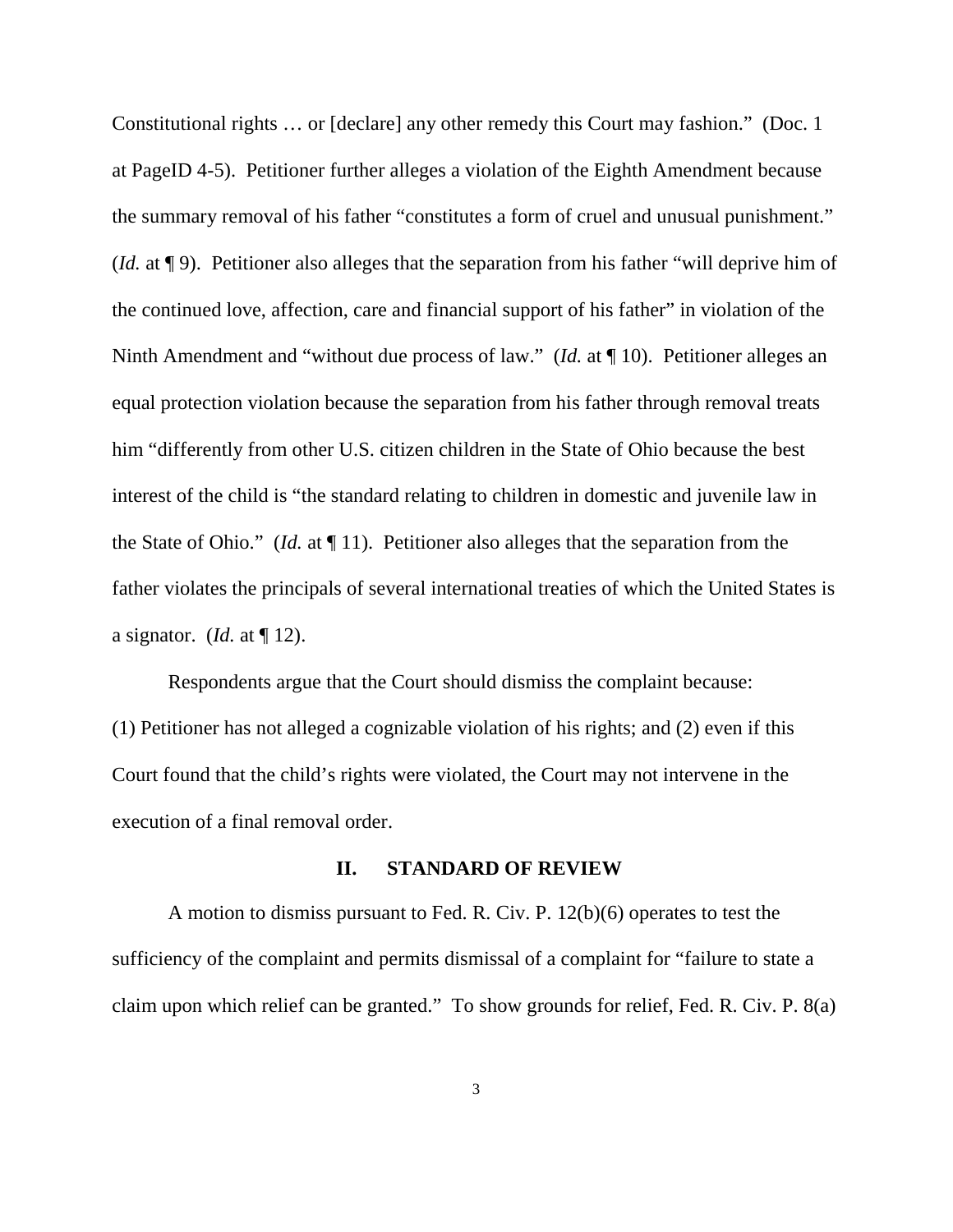Constitutional rights … or [declare] any other remedy this Court may fashion." (Doc. 1 at PageID 4-5). Petitioner further alleges a violation of the Eighth Amendment because the summary removal of his father "constitutes a form of cruel and unusual punishment." (*Id.* at ¶ 9). Petitioner also alleges that the separation from his father "will deprive him of the continued love, affection, care and financial support of his father" in violation of the Ninth Amendment and "without due process of law." (*Id.* at ¶ 10). Petitioner alleges an equal protection violation because the separation from his father through removal treats him "differently from other U.S. citizen children in the State of Ohio because the best interest of the child is "the standard relating to children in domestic and juvenile law in the State of Ohio." (*Id.* at ¶ 11). Petitioner also alleges that the separation from the father violates the principals of several international treaties of which the United States is a signator. (*Id.* at ¶ 12).

Respondents argue that the Court should dismiss the complaint because: (1) Petitioner has not alleged a cognizable violation of his rights; and (2) even if this Court found that the child's rights were violated, the Court may not intervene in the execution of a final removal order.

## II. STANDARD OF REVIEW

A motion to dismiss pursuant to Fed. R. Civ. P. 12(b)(6) operates to test the sufficiency of the complaint and permits dismissal of a complaint for "failure to state a claim upon which relief can be granted." To show grounds for relief, Fed. R. Civ. P. 8(a)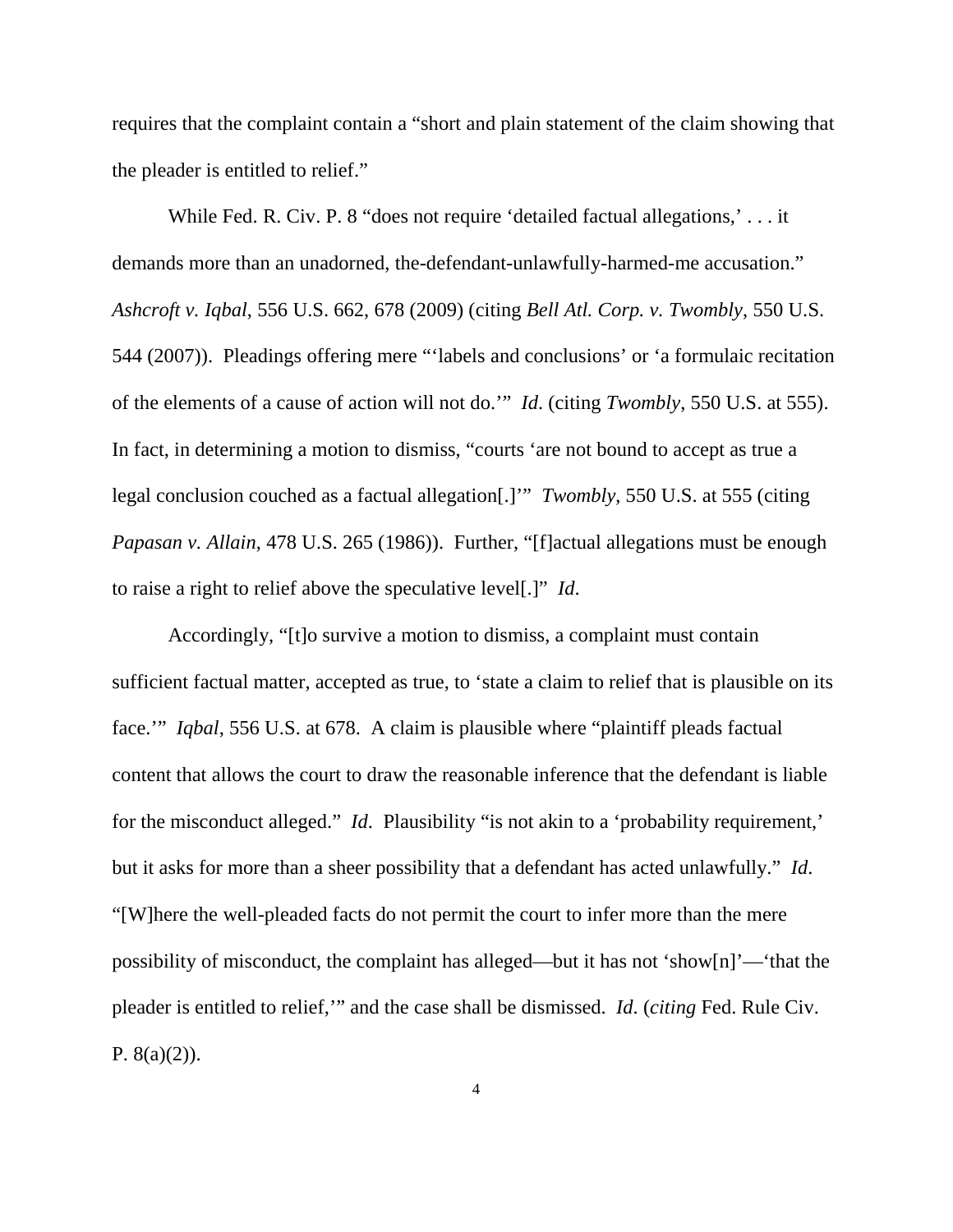requires that the complaint contain a "short and plain statement of the claim showing that the pleader is entitled to relief."

While Fed. R. Civ. P. 8 "does not require 'detailed factual allegations,' . . . it demands more than an unadorned, the-defendant-unlawfully-harmed-me accusation." *Ashcroft v. Iqbal*, 556 U.S. 662, 678 (2009) (citing *Bell Atl. Corp. v. Twombly*, 550 U.S. 544 (2007)). Pleadings offering mere "'labels and conclusions' or 'a formulaic recitation of the elements of a cause of action will not do.'" *Id*. (citing *Twombly*, 550 U.S. at 555). In fact, in determining a motion to dismiss, "courts 'are not bound to accept as true a legal conclusion couched as a factual allegation[.]'" *Twombly*, 550 U.S. at 555 (citing *Papasan v. Allain*, 478 U.S. 265 (1986)). Further, "[f]actual allegations must be enough to raise a right to relief above the speculative level[.]" *Id*.

Accordingly, "[t]o survive a motion to dismiss, a complaint must contain sufficient factual matter, accepted as true, to 'state a claim to relief that is plausible on its face.'" *Iqbal*, 556 U.S. at 678. A claim is plausible where "plaintiff pleads factual content that allows the court to draw the reasonable inference that the defendant is liable for the misconduct alleged." *Id*. Plausibility "is not akin to a 'probability requirement,' but it asks for more than a sheer possibility that a defendant has acted unlawfully." *Id*. "[W]here the well-pleaded facts do not permit the court to infer more than the mere possibility of misconduct, the complaint has alleged—but it has not 'show[n]'—'that the pleader is entitled to relief,'" and the case shall be dismissed. *Id*. (*citing* Fed. Rule Civ. P. 8(a)(2)).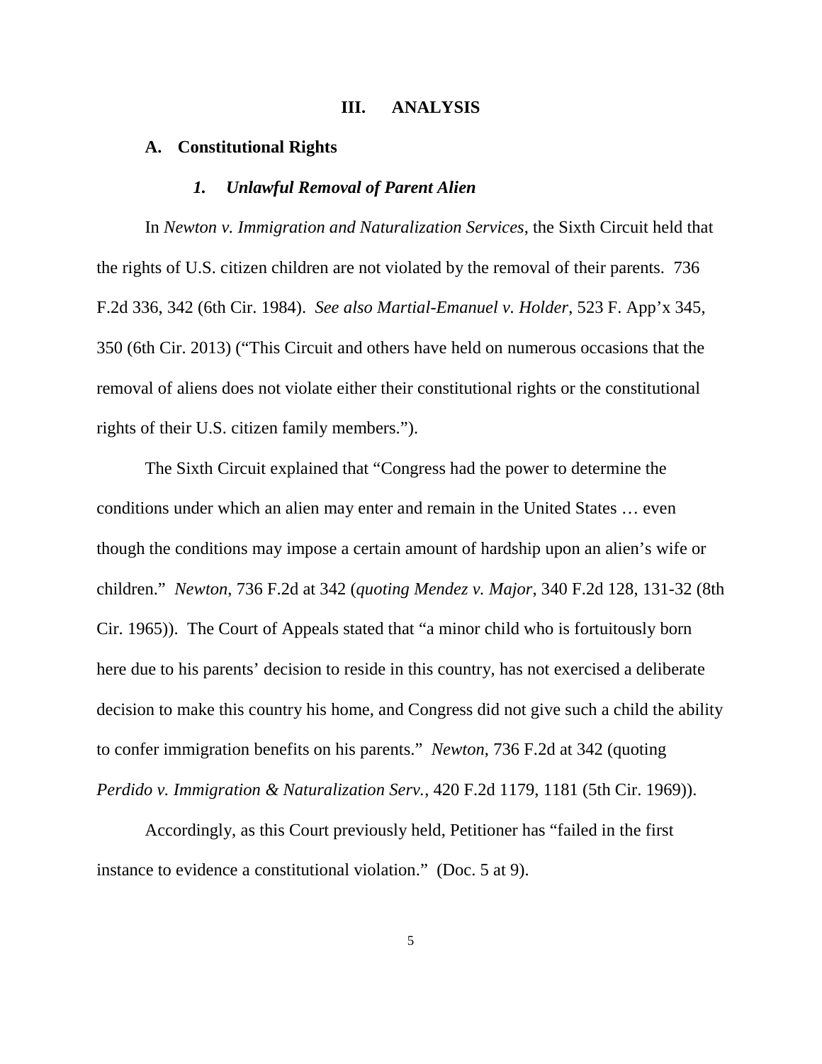## III. ANALYSIS

### A. Constitutional Rights

#### *1. Unlawful Removal of Parent Alien*

In *Newton v. Immigration and Naturalization Services*, the Sixth Circuit held that the rights of U.S. citizen children are not violated by the removal of their parents. 736 F.2d 336, 342 (6th Cir. 1984). *See also Martial-Emanuel v. Holder*, 523 F. App'x 345, 350 (6th Cir. 2013) ("This Circuit and others have held on numerous occasions that the removal of aliens does not violate either their constitutional rights or the constitutional rights of their U.S. citizen family members.").

The Sixth Circuit explained that "Congress had the power to determine the conditions under which an alien may enter and remain in the United States … even though the conditions may impose a certain amount of hardship upon an alien's wife or children." *Newton*, 736 F.2d at 342 (*quoting Mendez v. Major*, 340 F.2d 128, 131-32 (8th Cir. 1965)). The Court of Appeals stated that "a minor child who is fortuitously born here due to his parents' decision to reside in this country, has not exercised a deliberate decision to make this country his home, and Congress did not give such a child the ability to confer immigration benefits on his parents." *Newton*, 736 F.2d at 342 (quoting *Perdido v. Immigration & Naturalization Serv.*, 420 F.2d 1179, 1181 (5th Cir. 1969)).

Accordingly, as this Court previously held, Petitioner has "failed in the first instance to evidence a constitutional violation." (Doc. 5 at 9).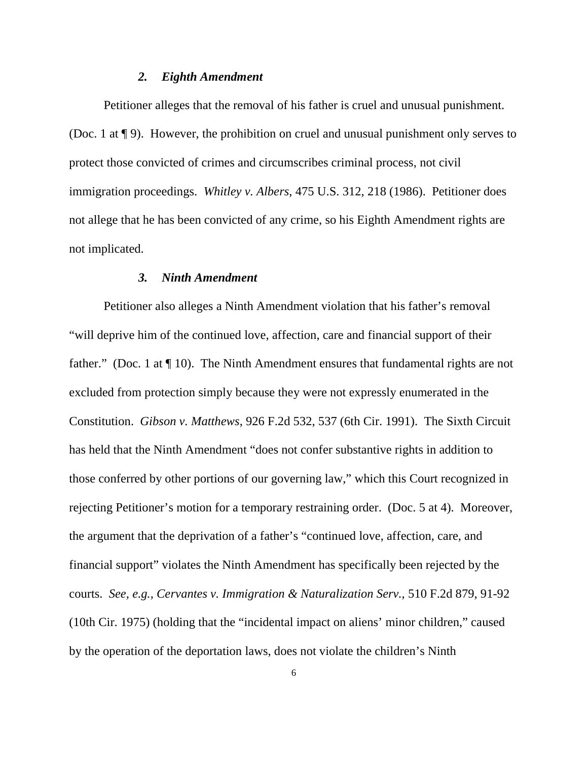### *2. Eighth Amendment*

Petitioner alleges that the removal of his father is cruel and unusual punishment. (Doc. 1 at ¶ 9). However, the prohibition on cruel and unusual punishment only serves to protect those convicted of crimes and circumscribes criminal process, not civil immigration proceedings. *Whitley v. Albers*, 475 U.S. 312, 218 (1986). Petitioner does not allege that he has been convicted of any crime, so his Eighth Amendment rights are not implicated.

### *3. Ninth Amendment*

Petitioner also alleges a Ninth Amendment violation that his father's removal "will deprive him of the continued love, affection, care and financial support of their father." (Doc. 1 at ¶ 10). The Ninth Amendment ensures that fundamental rights are not excluded from protection simply because they were not expressly enumerated in the Constitution. *Gibson v. Matthews*, 926 F.2d 532, 537 (6th Cir. 1991). The Sixth Circuit has held that the Ninth Amendment "does not confer substantive rights in addition to those conferred by other portions of our governing law," which this Court recognized in rejecting Petitioner's motion for a temporary restraining order. (Doc. 5 at 4). Moreover, the argument that the deprivation of a father's "continued love, affection, care, and financial support" violates the Ninth Amendment has specifically been rejected by the courts. *See, e.g., Cervantes v. Immigration & Naturalization Serv.*, 510 F.2d 879, 91-92 (10th Cir. 1975) (holding that the "incidental impact on aliens' minor children," caused by the operation of the deportation laws, does not violate the children's Ninth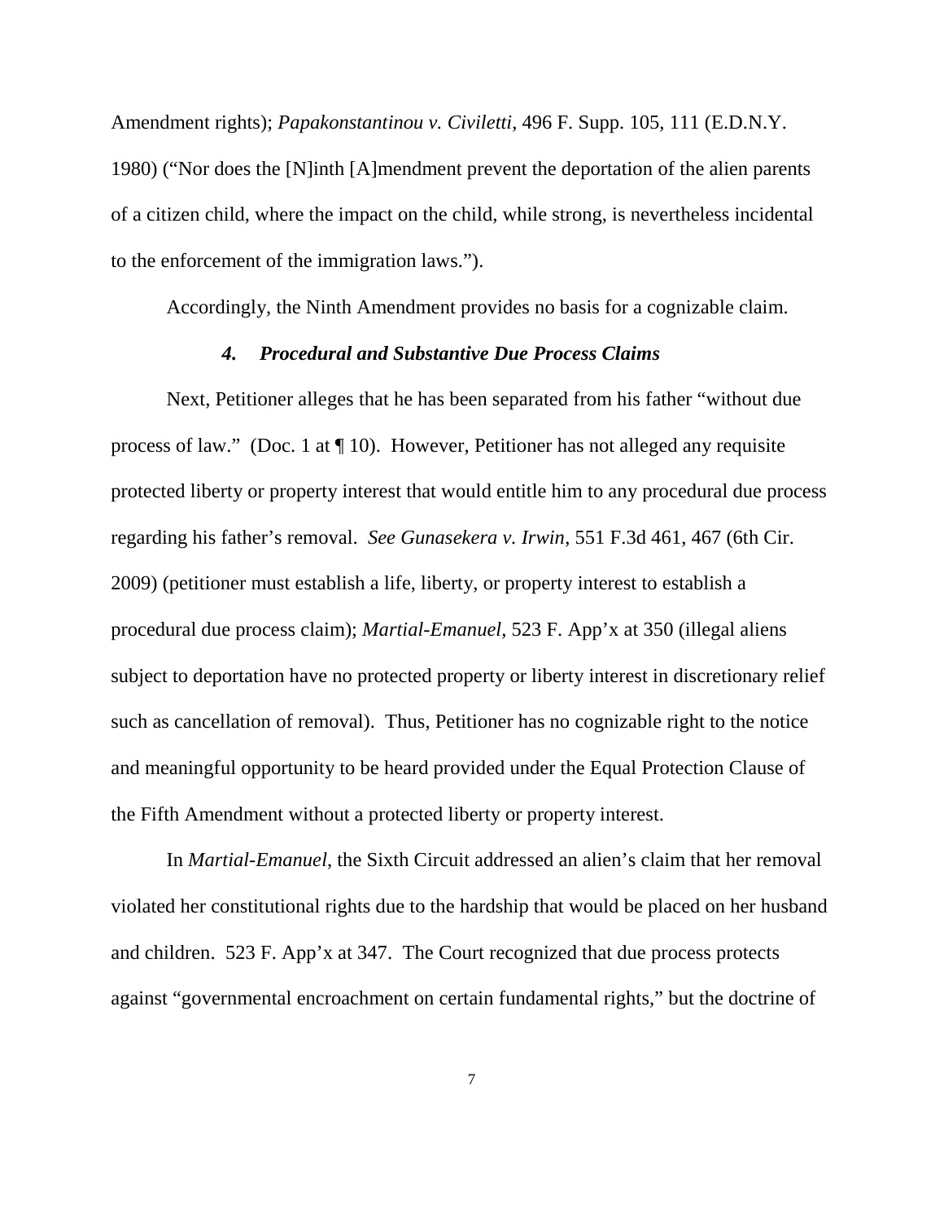Amendment rights); *Papakonstantinou v. Civiletti*, 496 F. Supp. 105, 111 (E.D.N.Y. 1980) ("Nor does the [N]inth [A]mendment prevent the deportation of the alien parents of a citizen child, where the impact on the child, while strong, is nevertheless incidental to the enforcement of the immigration laws.").

Accordingly, the Ninth Amendment provides no basis for a cognizable claim.

#### *4. Procedural and Substantive Due Process Claims*

Next, Petitioner alleges that he has been separated from his father "without due process of law." (Doc. 1 at ¶ 10). However, Petitioner has not alleged any requisite protected liberty or property interest that would entitle him to any procedural due process regarding his father's removal. *See Gunasekera v. Irwin*, 551 F.3d 461, 467 (6th Cir. 2009) (petitioner must establish a life, liberty, or property interest to establish a procedural due process claim); *Martial-Emanuel*, 523 F. App'x at 350 (illegal aliens subject to deportation have no protected property or liberty interest in discretionary relief such as cancellation of removal). Thus, Petitioner has no cognizable right to the notice and meaningful opportunity to be heard provided under the Equal Protection Clause of the Fifth Amendment without a protected liberty or property interest.

In *Martial-Emanuel*, the Sixth Circuit addressed an alien's claim that her removal violated her constitutional rights due to the hardship that would be placed on her husband and children. 523 F. App'x at 347. The Court recognized that due process protects against "governmental encroachment on certain fundamental rights," but the doctrine of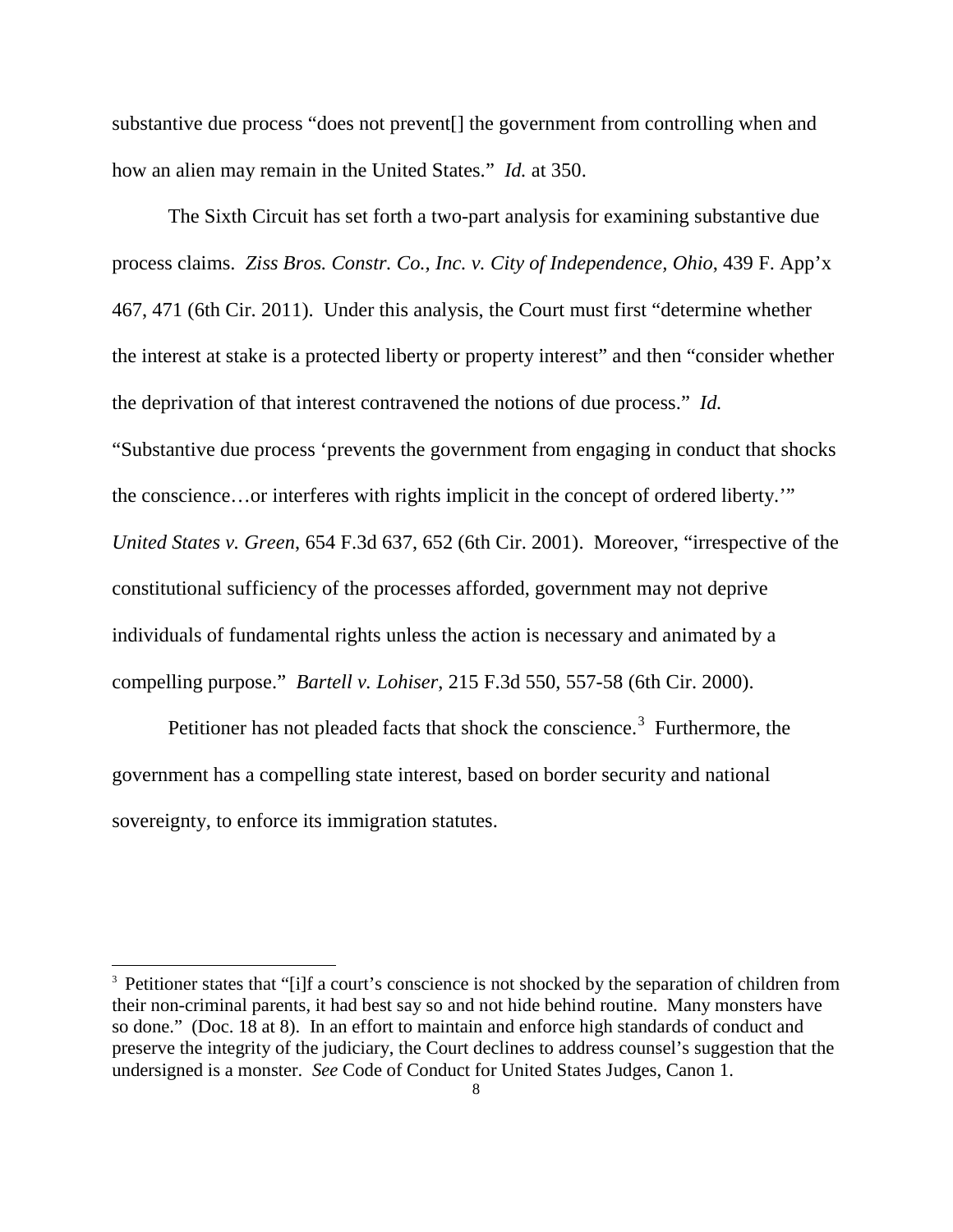substantive due process "does not prevent[] the government from controlling when and how an alien may remain in the United States." *Id.* at 350.

The Sixth Circuit has set forth a two-part analysis for examining substantive due process claims. *Ziss Bros. Constr. Co., Inc. v. City of Independence, Ohio*, 439 F. App'x 467, 471 (6th Cir. 2011). Under this analysis, the Court must first "determine whether the interest at stake is a protected liberty or property interest" and then "consider whether the deprivation of that interest contravened the notions of due process." *Id.* "Substantive due process 'prevents the government from engaging in conduct that shocks the conscience…or interferes with rights implicit in the concept of ordered liberty.'" *United States v. Green*, 654 F.3d 637, 652 (6th Cir. 2001). Moreover, "irrespective of the constitutional sufficiency of the processes afforded, government may not deprive individuals of fundamental rights unless the action is necessary and animated by a compelling purpose." *Bartell v. Lohiser*, 215 F.3d 550, 557-58 (6th Cir. 2000).

Petitioner has not pleaded facts that shock the conscience.[3] Furthermore, the government has a compelling state interest, based on border security and national sovereignty, to enforce its immigration statutes.

---

[3] Petitioner states that "[i]f a court's conscience is not shocked by the separation of children from their non-criminal parents, it had best say so and not hide behind routine. Many monsters have so done." (Doc. 18 at 8). In an effort to maintain and enforce high standards of conduct and preserve the integrity of the judiciary, the Court declines to address counsel's suggestion that the undersigned is a monster. *See* Code of Conduct for United States Judges, Canon 1.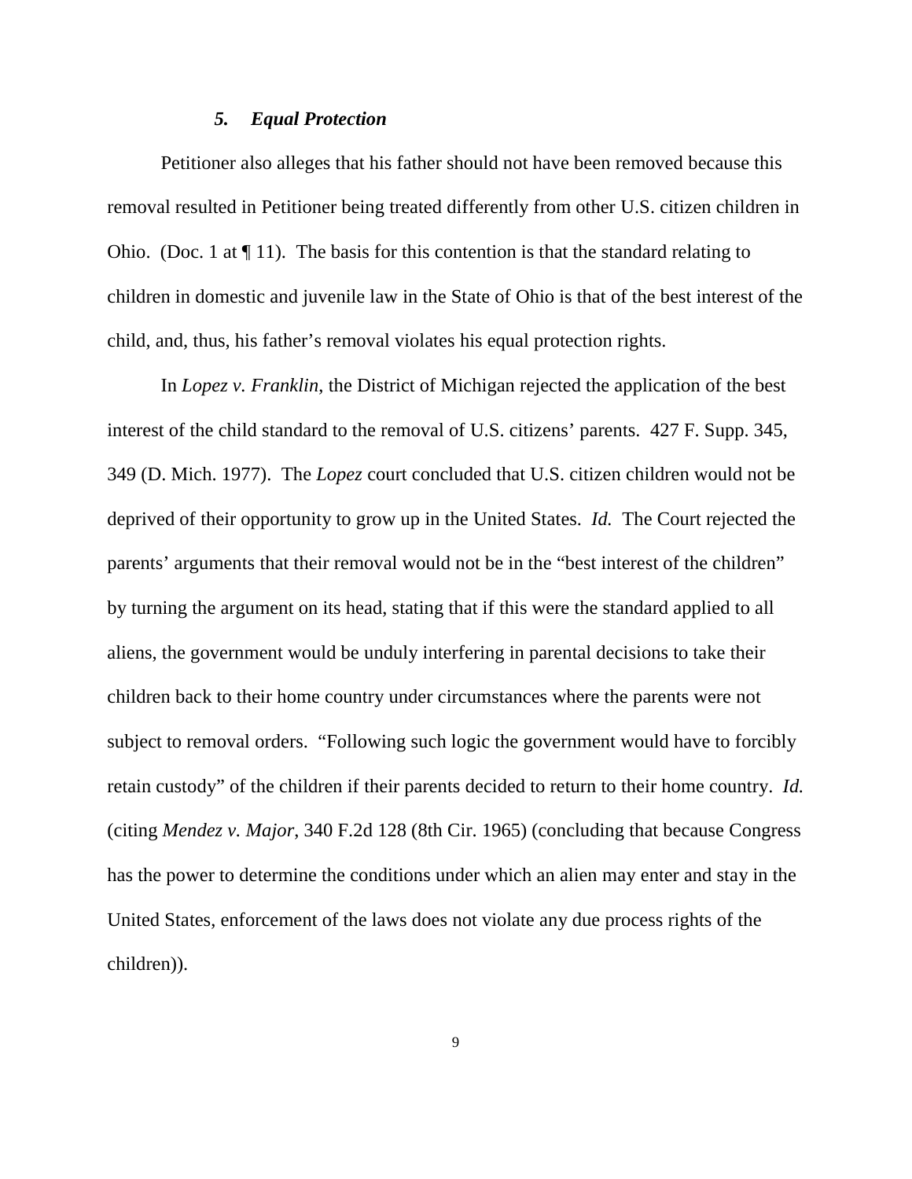### *5. Equal Protection*

Petitioner also alleges that his father should not have been removed because this removal resulted in Petitioner being treated differently from other U.S. citizen children in Ohio. (Doc. 1 at ¶ 11). The basis for this contention is that the standard relating to children in domestic and juvenile law in the State of Ohio is that of the best interest of the child, and, thus, his father's removal violates his equal protection rights.

In *Lopez v. Franklin*, the District of Michigan rejected the application of the best interest of the child standard to the removal of U.S. citizens' parents. 427 F. Supp. 345, 349 (D. Mich. 1977). The *Lopez* court concluded that U.S. citizen children would not be deprived of their opportunity to grow up in the United States. *Id.* The Court rejected the parents' arguments that their removal would not be in the "best interest of the children" by turning the argument on its head, stating that if this were the standard applied to all aliens, the government would be unduly interfering in parental decisions to take their children back to their home country under circumstances where the parents were not subject to removal orders. "Following such logic the government would have to forcibly retain custody" of the children if their parents decided to return to their home country. *Id.* (citing *Mendez v. Major*, 340 F.2d 128 (8th Cir. 1965) (concluding that because Congress has the power to determine the conditions under which an alien may enter and stay in the United States, enforcement of the laws does not violate any due process rights of the children)).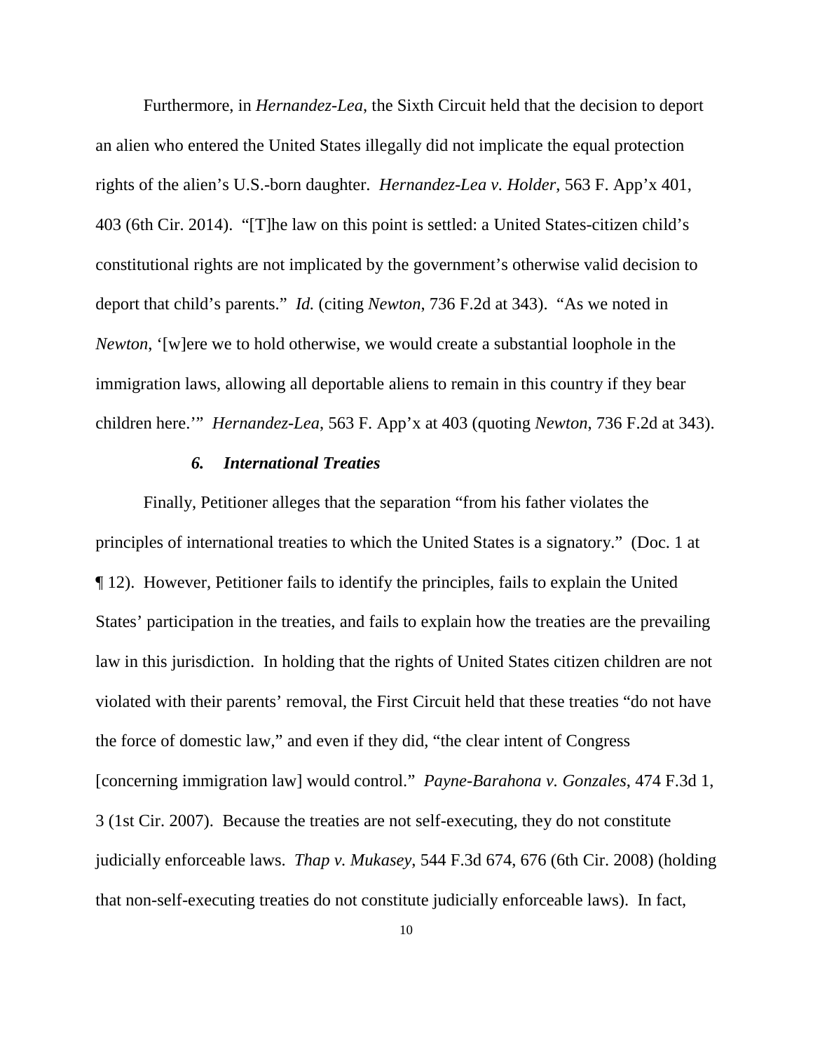Furthermore, in *Hernandez-Lea*, the Sixth Circuit held that the decision to deport an alien who entered the United States illegally did not implicate the equal protection rights of the alien's U.S.-born daughter. *Hernandez-Lea v. Holder*, 563 F. App'x 401, 403 (6th Cir. 2014). "[T]he law on this point is settled: a United States-citizen child's constitutional rights are not implicated by the government's otherwise valid decision to deport that child's parents." *Id.* (citing *Newton*, 736 F.2d at 343). "As we noted in *Newton*, '[w]ere we to hold otherwise, we would create a substantial loophole in the immigration laws, allowing all deportable aliens to remain in this country if they bear children here.'" *Hernandez-Lea*, 563 F. App'x at 403 (quoting *Newton*, 736 F.2d at 343).

### *6. International Treaties*

Finally, Petitioner alleges that the separation "from his father violates the principles of international treaties to which the United States is a signatory." (Doc. 1 at ¶ 12). However, Petitioner fails to identify the principles, fails to explain the United States' participation in the treaties, and fails to explain how the treaties are the prevailing law in this jurisdiction. In holding that the rights of United States citizen children are not violated with their parents' removal, the First Circuit held that these treaties "do not have the force of domestic law," and even if they did, "the clear intent of Congress [concerning immigration law] would control." *Payne-Barahona v. Gonzales*, 474 F.3d 1, 3 (1st Cir. 2007). Because the treaties are not self-executing, they do not constitute judicially enforceable laws. *Thap v. Mukasey*, 544 F.3d 674, 676 (6th Cir. 2008) (holding that non-self-executing treaties do not constitute judicially enforceable laws). In fact,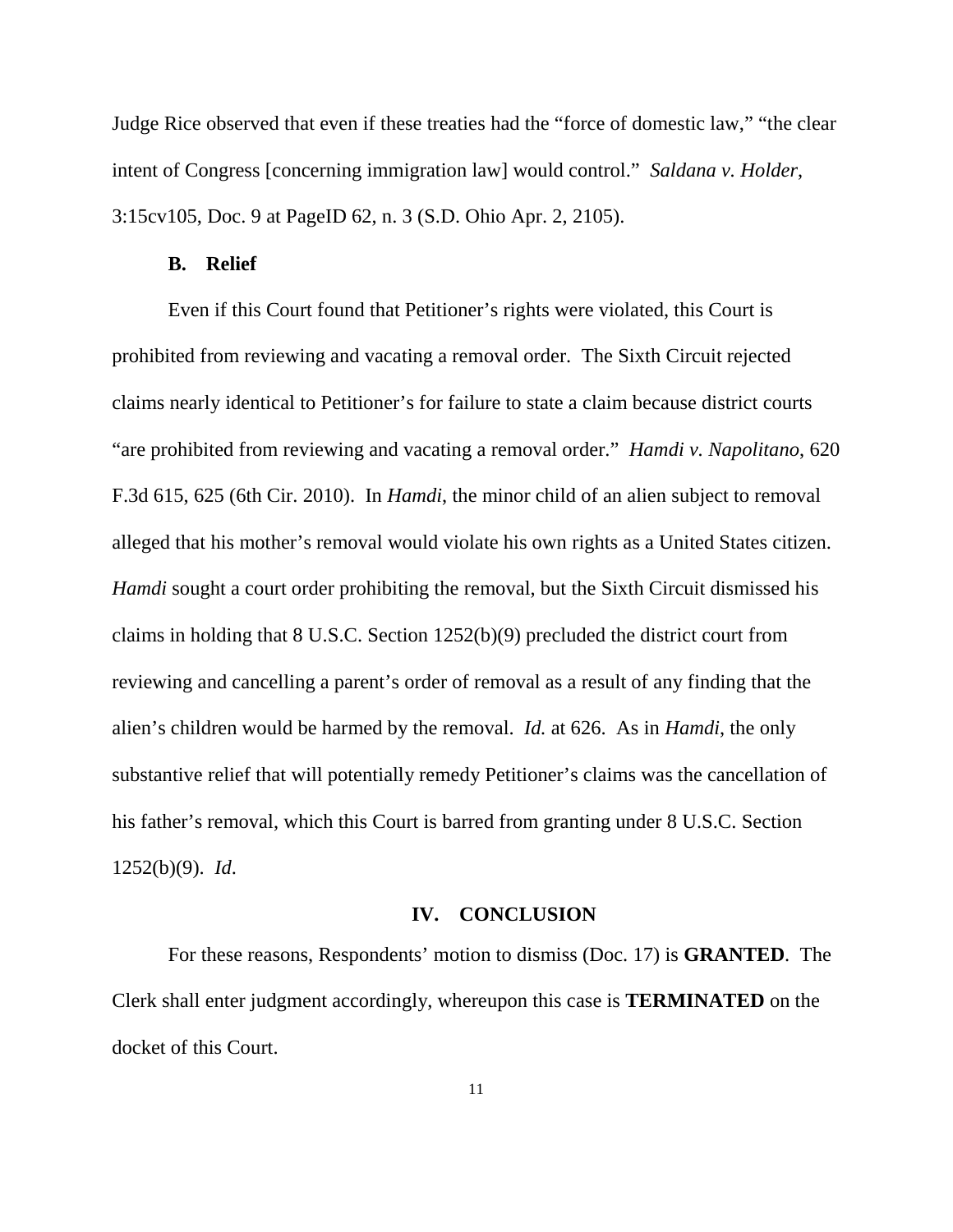Judge Rice observed that even if these treaties had the "force of domestic law," "the clear intent of Congress [concerning immigration law] would control." *Saldana v. Holder*, 3:15cv105, Doc. 9 at PageID 62, n. 3 (S.D. Ohio Apr. 2, 2105).

### B. Relief

Even if this Court found that Petitioner's rights were violated, this Court is prohibited from reviewing and vacating a removal order. The Sixth Circuit rejected claims nearly identical to Petitioner's for failure to state a claim because district courts "are prohibited from reviewing and vacating a removal order." *Hamdi v. Napolitano*, 620 F.3d 615, 625 (6th Cir. 2010). In *Hamdi*, the minor child of an alien subject to removal alleged that his mother's removal would violate his own rights as a United States citizen. *Hamdi* sought a court order prohibiting the removal, but the Sixth Circuit dismissed his claims in holding that 8 U.S.C. Section 1252(b)(9) precluded the district court from reviewing and cancelling a parent's order of removal as a result of any finding that the alien's children would be harmed by the removal. *Id.* at 626. As in *Hamdi*, the only substantive relief that will potentially remedy Petitioner's claims was the cancellation of his father's removal, which this Court is barred from granting under 8 U.S.C. Section 1252(b)(9). *Id*.

## IV. CONCLUSION

For these reasons, Respondents' motion to dismiss (Doc. 17) is **GRANTED**. The Clerk shall enter judgment accordingly, whereupon this case is **TERMINATED** on the docket of this Court.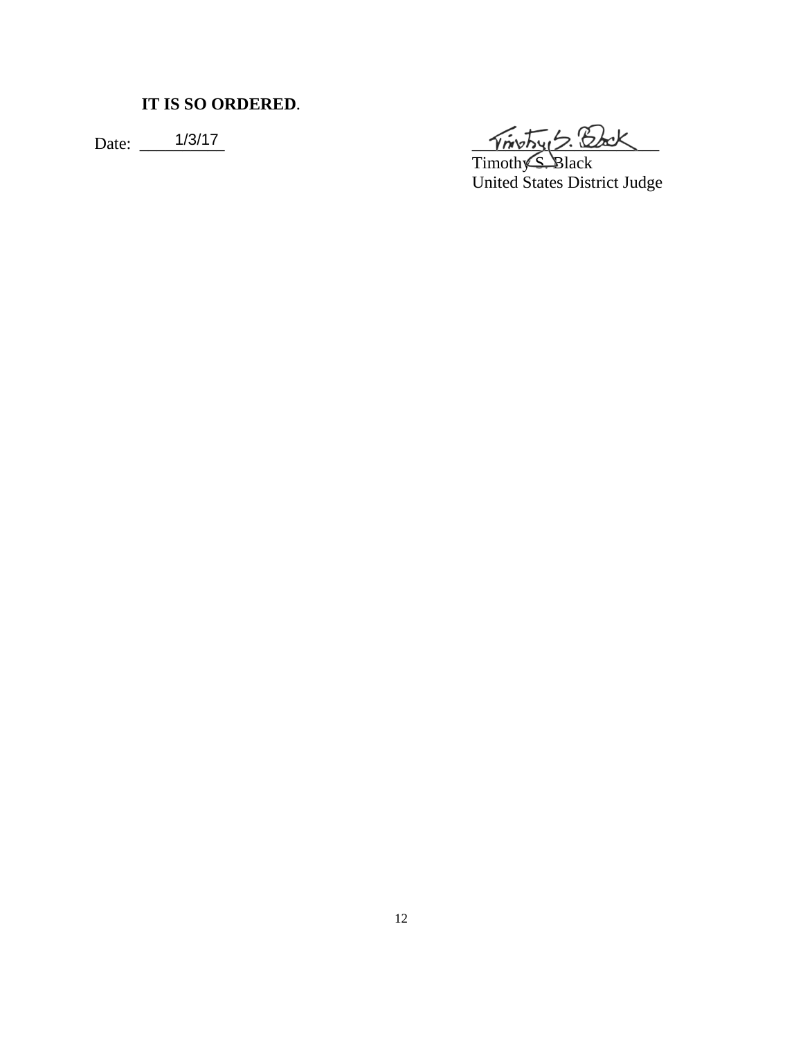**IT IS SO ORDERED**.

Date: 1/3/17

Timothy S. Black
United States District Judge